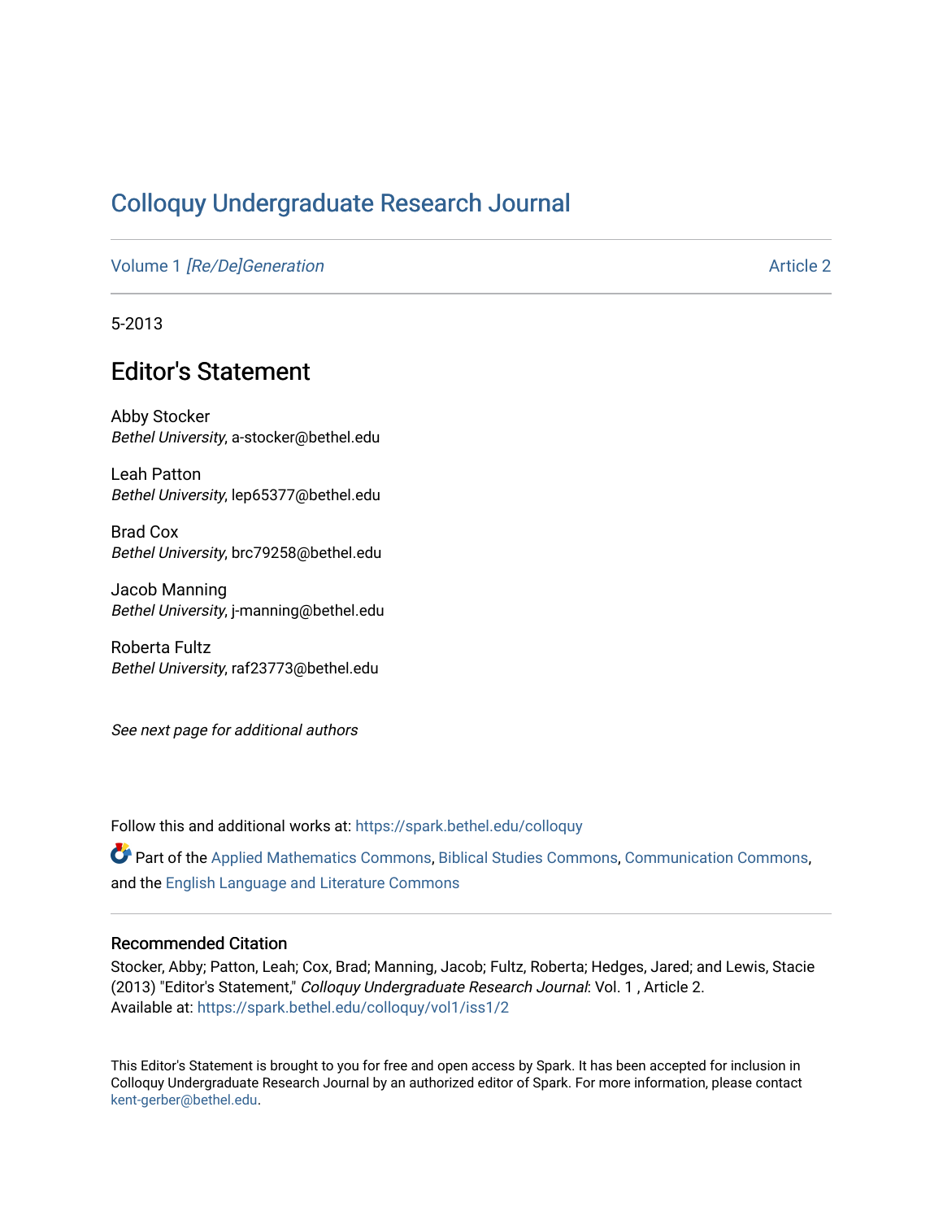# Colloquy Undergraduate Research Journal

Volume 1 *[Re/De]Generation* | Article 2

5-2013

## Editor's Statement

Abby Stocker
*Bethel University*, a-stocker@bethel.edu

Leah Patton
*Bethel University*, lep65377@bethel.edu

Brad Cox
*Bethel University*, brc79258@bethel.edu

Jacob Manning
*Bethel University*, j-manning@bethel.edu

Roberta Fultz
*Bethel University*, raf23773@bethel.edu

*See next page for additional authors*

Follow this and additional works at: https://spark.bethel.edu/colloquy

Part of the Applied Mathematics Commons, Biblical Studies Commons, Communication Commons, and the English Language and Literature Commons

### Recommended Citation

Stocker, Abby; Patton, Leah; Cox, Brad; Manning, Jacob; Fultz, Roberta; Hedges, Jared; and Lewis, Stacie (2013) "Editor's Statement," *Colloquy Undergraduate Research Journal*: Vol. 1 , Article 2.
Available at: https://spark.bethel.edu/colloquy/vol1/iss1/2

This Editor's Statement is brought to you for free and open access by Spark. It has been accepted for inclusion in Colloquy Undergraduate Research Journal by an authorized editor of Spark. For more information, please contact kent-gerber@bethel.edu.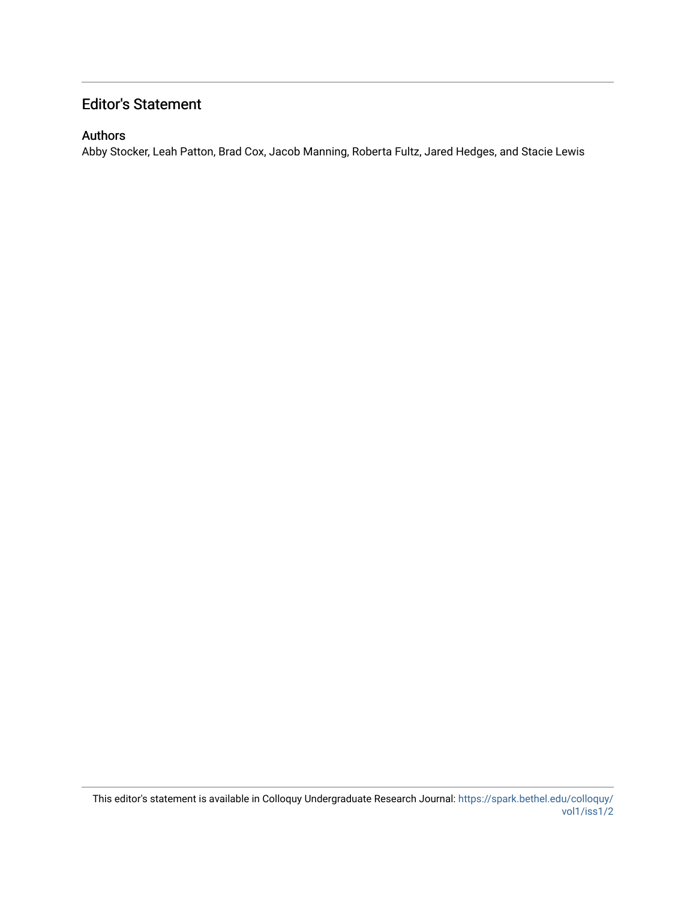# Editor's Statement

## Authors

Abby Stocker, Leah Patton, Brad Cox, Jacob Manning, Roberta Fultz, Jared Hedges, and Stacie Lewis

This editor's statement is available in Colloquy Undergraduate Research Journal: https://spark.bethel.edu/colloquy/vol1/iss1/2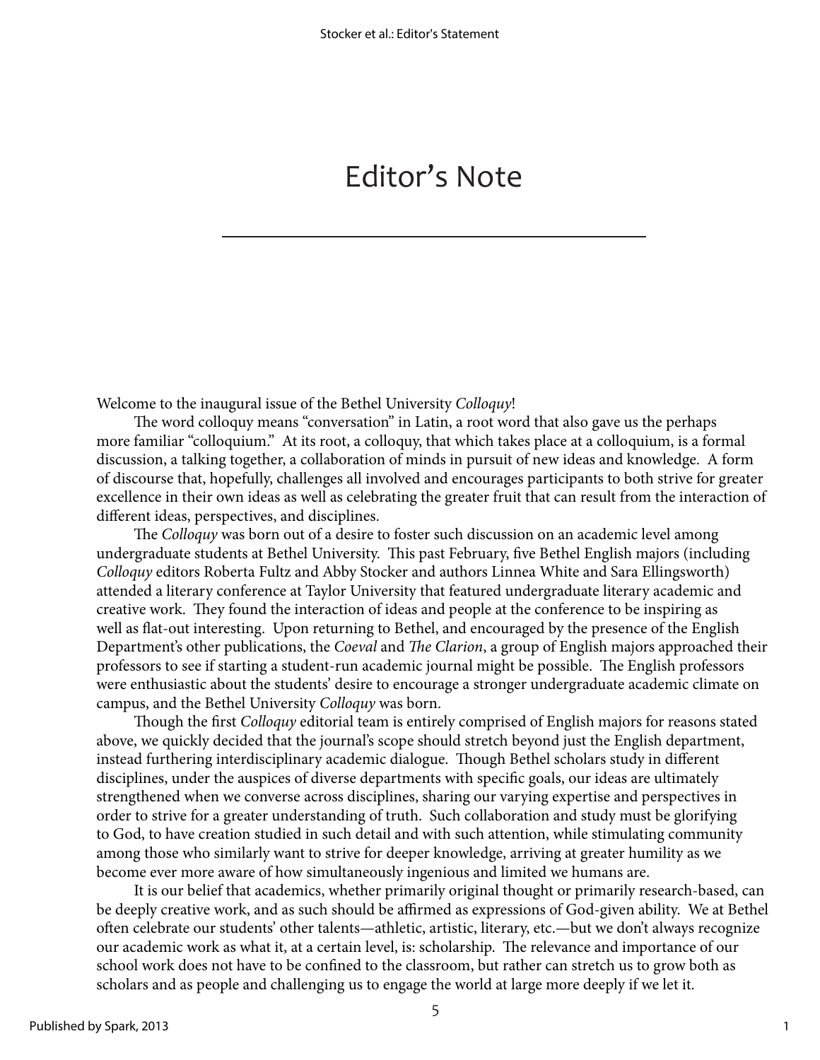# Editor's Note

Welcome to the inaugural issue of the Bethel University *Colloquy*!

The word colloquy means "conversation" in Latin, a root word that also gave us the perhaps more familiar "colloquium." At its root, a colloquy, that which takes place at a colloquium, is a formal discussion, a talking together, a collaboration of minds in pursuit of new ideas and knowledge. A form of discourse that, hopefully, challenges all involved and encourages participants to both strive for greater excellence in their own ideas as well as celebrating the greater fruit that can result from the interaction of different ideas, perspectives, and disciplines.

The *Colloquy* was born out of a desire to foster such discussion on an academic level among undergraduate students at Bethel University. This past February, five Bethel English majors (including *Colloquy* editors Roberta Fultz and Abby Stocker and authors Linnea White and Sara Ellingsworth) attended a literary conference at Taylor University that featured undergraduate literary academic and creative work. They found the interaction of ideas and people at the conference to be inspiring as well as flat-out interesting. Upon returning to Bethel, and encouraged by the presence of the English Department's other publications, the *Coeval* and *The Clarion*, a group of English majors approached their professors to see if starting a student-run academic journal might be possible. The English professors were enthusiastic about the students' desire to encourage a stronger undergraduate academic climate on campus, and the Bethel University *Colloquy* was born.

Though the first *Colloquy* editorial team is entirely comprised of English majors for reasons stated above, we quickly decided that the journal's scope should stretch beyond just the English department, instead furthering interdisciplinary academic dialogue. Though Bethel scholars study in different disciplines, under the auspices of diverse departments with specific goals, our ideas are ultimately strengthened when we converse across disciplines, sharing our varying expertise and perspectives in order to strive for a greater understanding of truth. Such collaboration and study must be glorifying to God, to have creation studied in such detail and with such attention, while stimulating community among those who similarly want to strive for deeper knowledge, arriving at greater humility as we become ever more aware of how simultaneously ingenious and limited we humans are.

It is our belief that academics, whether primarily original thought or primarily research-based, can be deeply creative work, and as such should be affirmed as expressions of God-given ability. We at Bethel often celebrate our students' other talents—athletic, artistic, literary, etc.—but we don't always recognize our academic work as what it, at a certain level, is: scholarship. The relevance and importance of our school work does not have to be confined to the classroom, but rather can stretch us to grow both as scholars and as people and challenging us to engage the world at large more deeply if we let it.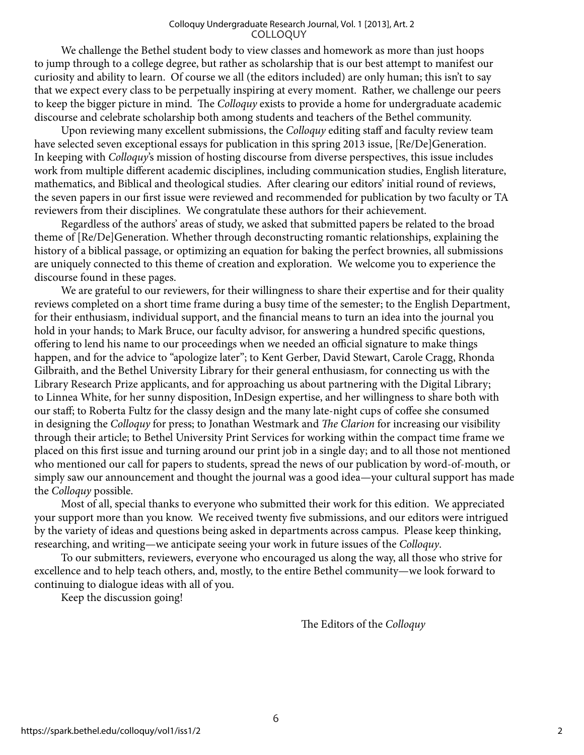We challenge the Bethel student body to view classes and homework as more than just hoops to jump through to a college degree, but rather as scholarship that is our best attempt to manifest our curiosity and ability to learn. Of course we all (the editors included) are only human; this isn't to say that we expect every class to be perpetually inspiring at every moment. Rather, we challenge our peers to keep the bigger picture in mind. The *Colloquy* exists to provide a home for undergraduate academic discourse and celebrate scholarship both among students and teachers of the Bethel community.

Upon reviewing many excellent submissions, the *Colloquy* editing staff and faculty review team have selected seven exceptional essays for publication in this spring 2013 issue, [Re/De]Generation. In keeping with *Colloquy*'s mission of hosting discourse from diverse perspectives, this issue includes work from multiple different academic disciplines, including communication studies, English literature, mathematics, and Biblical and theological studies. After clearing our editors' initial round of reviews, the seven papers in our first issue were reviewed and recommended for publication by two faculty or TA reviewers from their disciplines. We congratulate these authors for their achievement.

Regardless of the authors' areas of study, we asked that submitted papers be related to the broad theme of [Re/De]Generation. Whether through deconstructing romantic relationships, explaining the history of a biblical passage, or optimizing an equation for baking the perfect brownies, all submissions are uniquely connected to this theme of creation and exploration. We welcome you to experience the discourse found in these pages.

We are grateful to our reviewers, for their willingness to share their expertise and for their quality reviews completed on a short time frame during a busy time of the semester; to the English Department, for their enthusiasm, individual support, and the financial means to turn an idea into the journal you hold in your hands; to Mark Bruce, our faculty advisor, for answering a hundred specific questions, offering to lend his name to our proceedings when we needed an official signature to make things happen, and for the advice to "apologize later"; to Kent Gerber, David Stewart, Carole Cragg, Rhonda Gilbraith, and the Bethel University Library for their general enthusiasm, for connecting us with the Library Research Prize applicants, and for approaching us about partnering with the Digital Library; to Linnea White, for her sunny disposition, InDesign expertise, and her willingness to share both with our staff; to Roberta Fultz for the classy design and the many late-night cups of coffee she consumed in designing the *Colloquy* for press; to Jonathan Westmark and *The Clarion* for increasing our visibility through their article; to Bethel University Print Services for working within the compact time frame we placed on this first issue and turning around our print job in a single day; and to all those not mentioned who mentioned our call for papers to students, spread the news of our publication by word-of-mouth, or simply saw our announcement and thought the journal was a good idea—your cultural support has made the *Colloquy* possible.

Most of all, special thanks to everyone who submitted their work for this edition. We appreciated your support more than you know. We received twenty five submissions, and our editors were intrigued by the variety of ideas and questions being asked in departments across campus. Please keep thinking, researching, and writing—we anticipate seeing your work in future issues of the *Colloquy*.

To our submitters, reviewers, everyone who encouraged us along the way, all those who strive for excellence and to help teach others, and, mostly, to the entire Bethel community—we look forward to continuing to dialogue ideas with all of you.

Keep the discussion going!

The Editors of the *Colloquy*